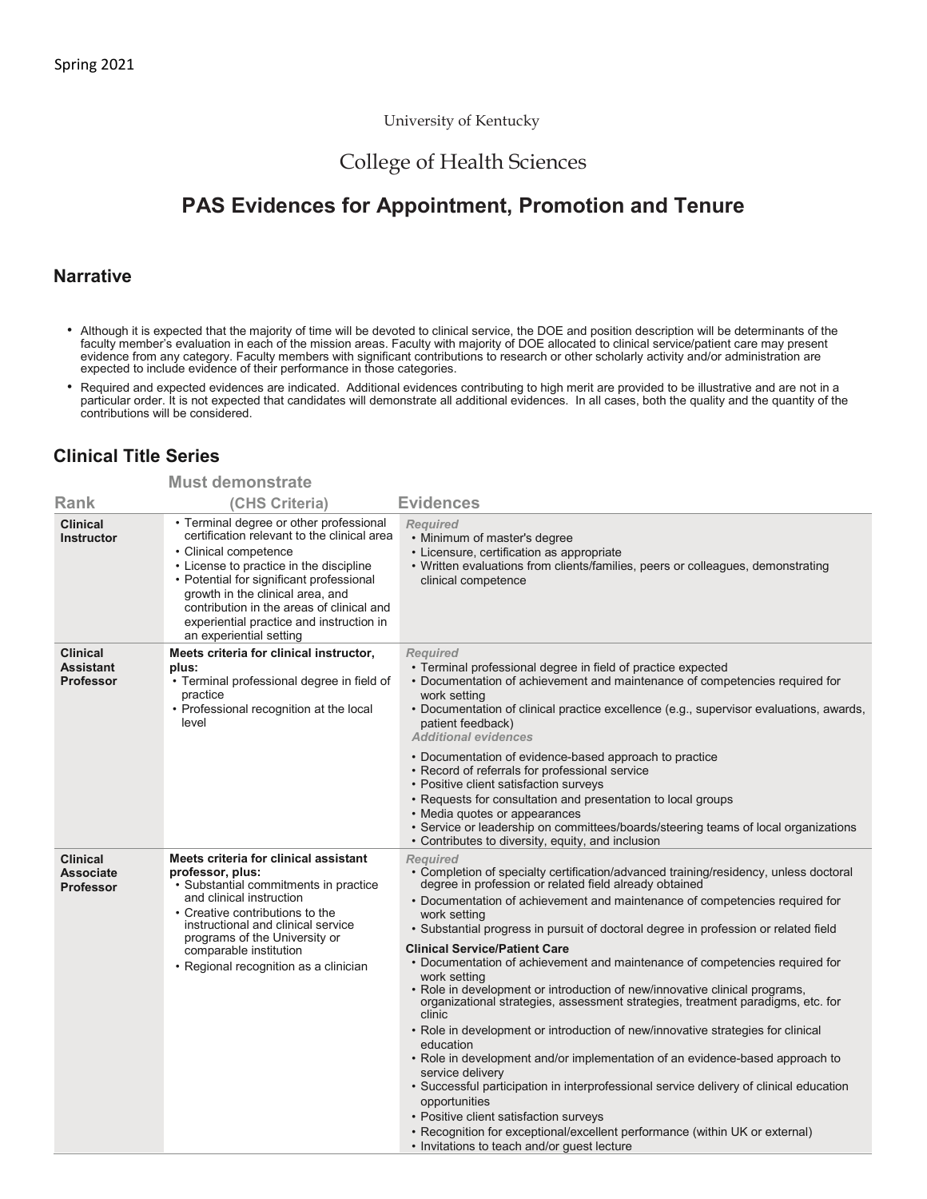Spring 2021

University of Kentucky

College of Health Sciences

# PAS Evidences for Appointment, Promotion and Tenure

## Narrative

- Although it is expected that the majority of time will be devoted to clinical service, the DOE and position description will be determinants of the faculty member's evaluation in each of the mission areas. Faculty with majority of DOE allocated to clinical service/patient care may present evidence from any category. Faculty members with significant contributions to research or other scholarly activity and/or administration are expected to include evidence of their performance in those categories.
- Required and expected evidences are indicated. Additional evidences contributing to high merit are provided to be illustrative and are not in a particular order. It is not expected that candidates will demonstrate all additional evidences. In all cases, both the quality and the quantity of the contributions will be considered.

## Clinical Title Series

| Rank | Must demonstrate (CHS Criteria) | Evidences |
|---|---|---|
| **Clinical Instructor** | • Terminal degree or other professional certification relevant to the clinical area<br>• Clinical competence<br>• License to practice in the discipline<br>• Potential for significant professional growth in the clinical area, and contribution in the areas of clinical and experiential practice and instruction in an experiential setting | ***Required***<br>• Minimum of master's degree<br>• Licensure, certification as appropriate<br>• Written evaluations from clients/families, peers or colleagues, demonstrating clinical competence |
| **Clinical Assistant Professor** | **Meets criteria for clinical instructor, plus:**<br>• Terminal professional degree in field of practice<br>• Professional recognition at the local level | ***Required***<br>• Terminal professional degree in field of practice expected<br>• Documentation of achievement and maintenance of competencies required for work setting<br>• Documentation of clinical practice excellence (e.g., supervisor evaluations, awards, patient feedback)<br>***Additional evidences***<br>• Documentation of evidence-based approach to practice<br>• Record of referrals for professional service<br>• Positive client satisfaction surveys<br>• Requests for consultation and presentation to local groups<br>• Media quotes or appearances<br>• Service or leadership on committees/boards/steering teams of local organizations<br>• Contributes to diversity, equity, and inclusion |
| **Clinical Associate Professor** | **Meets criteria for clinical assistant professor, plus:**<br>• Substantial commitments in practice and clinical instruction<br>• Creative contributions to the instructional and clinical service programs of the University or comparable institution<br>• Regional recognition as a clinician | ***Required***<br>• Completion of specialty certification/advanced training/residency, unless doctoral degree in profession or related field already obtained<br>• Documentation of achievement and maintenance of competencies required for work setting<br>• Substantial progress in pursuit of doctoral degree in profession or related field<br>**Clinical Service/Patient Care**<br>• Documentation of achievement and maintenance of competencies required for work setting<br>• Role in development or introduction of new/innovative clinical programs, organizational strategies, assessment strategies, treatment paradigms, etc. for clinic<br>• Role in development or introduction of new/innovative strategies for clinical education<br>• Role in development and/or implementation of an evidence-based approach to service delivery<br>• Successful participation in interprofessional service delivery of clinical education opportunities<br>• Positive client satisfaction surveys<br>• Recognition for exceptional/excellent performance (within UK or external)<br>• Invitations to teach and/or guest lecture |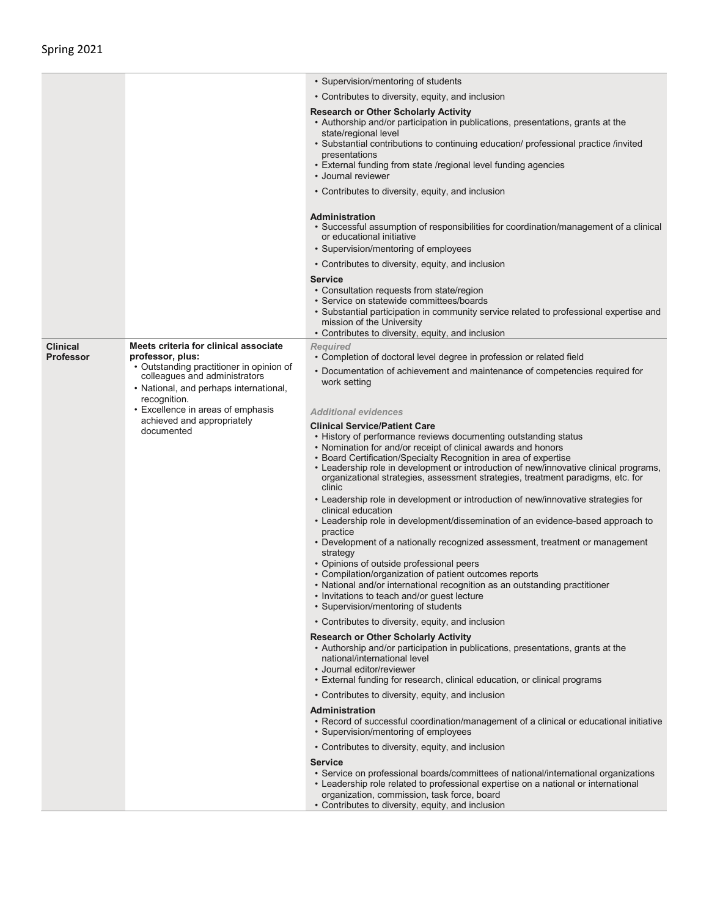Spring 2021

| | | |
|---|---|---|
| | | • Supervision/mentoring of students<br>• Contributes to diversity, equity, and inclusion<br>**Research or Other Scholarly Activity**<br>• Authorship and/or participation in publications, presentations, grants at the state/regional level<br>• Substantial contributions to continuing education/ professional practice /invited presentations<br>• External funding from state /regional level funding agencies<br>• Journal reviewer<br>• Contributes to diversity, equity, and inclusion<br>**Administration**<br>• Successful assumption of responsibilities for coordination/management of a clinical or educational initiative<br>• Supervision/mentoring of employees<br>• Contributes to diversity, equity, and inclusion<br>**Service**<br>• Consultation requests from state/region<br>• Service on statewide committees/boards<br>• Substantial participation in community service related to professional expertise and mission of the University<br>• Contributes to diversity, equity, and inclusion |
| **Clinical Professor** | **Meets criteria for clinical associate professor, plus:**<br>• Outstanding practitioner in opinion of colleagues and administrators<br>• National, and perhaps international, recognition.<br>• Excellence in areas of emphasis achieved and appropriately documented | *Required*<br>• Completion of doctoral level degree in profession or related field<br>• Documentation of achievement and maintenance of competencies required for work setting<br>*Additional evidences*<br>**Clinical Service/Patient Care**<br>• History of performance reviews documenting outstanding status<br>• Nomination for and/or receipt of clinical awards and honors<br>• Board Certification/Specialty Recognition in area of expertise<br>• Leadership role in development or introduction of new/innovative clinical programs, organizational strategies, assessment strategies, treatment paradigms, etc. for clinic<br>• Leadership role in development or introduction of new/innovative strategies for clinical education<br>• Leadership role in development/dissemination of an evidence-based approach to practice<br>• Development of a nationally recognized assessment, treatment or management strategy<br>• Opinions of outside professional peers<br>• Compilation/organization of patient outcomes reports<br>• National and/or international recognition as an outstanding practitioner<br>• Invitations to teach and/or guest lecture<br>• Supervision/mentoring of students<br>• Contributes to diversity, equity, and inclusion<br>**Research or Other Scholarly Activity**<br>• Authorship and/or participation in publications, presentations, grants at the national/international level<br>• Journal editor/reviewer<br>• External funding for research, clinical education, or clinical programs<br>• Contributes to diversity, equity, and inclusion<br>**Administration**<br>• Record of successful coordination/management of a clinical or educational initiative<br>• Supervision/mentoring of employees<br>• Contributes to diversity, equity, and inclusion<br>**Service**<br>• Service on professional boards/committees of national/international organizations<br>• Leadership role related to professional expertise on a national or international organization, commission, task force, board<br>• Contributes to diversity, equity, and inclusion |